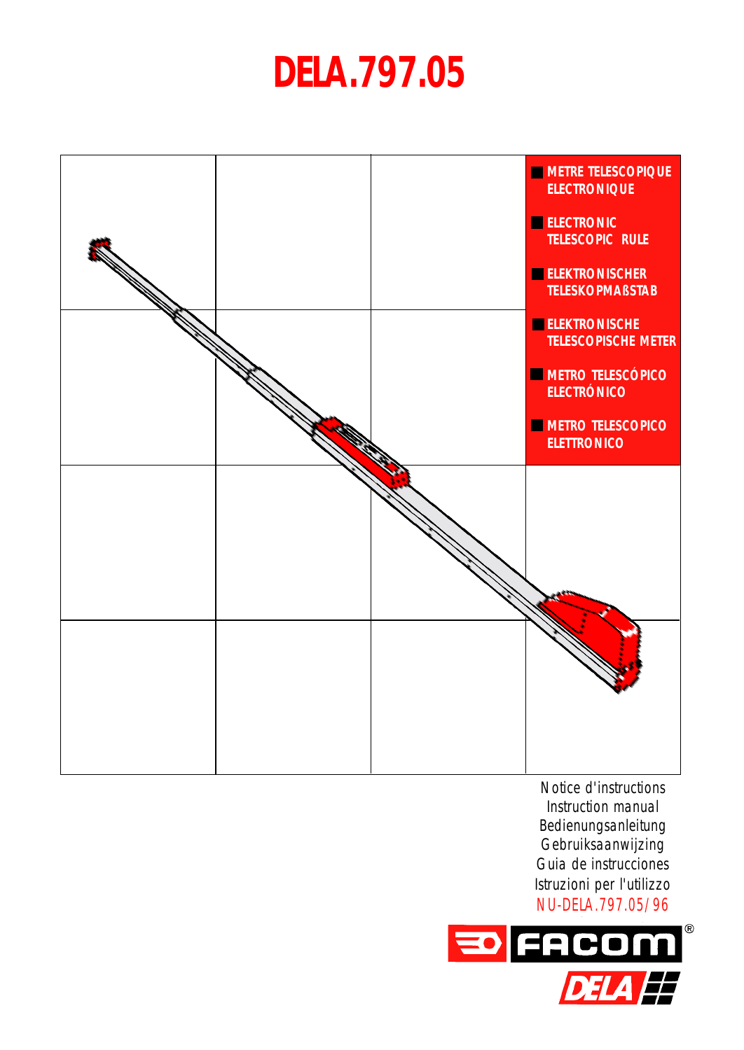# DELA.797.05

- METRE TELESCOPIQUE ELECTRONIQUE
- ELECTRONIC TELESCOPIC RULE
- ELEKTRONISCHER TELESKOPMAßSTAB
- ELEKTRONISCHE TELESCOPISCHE METER
- METRO TELESCÓPICO ELECTRÓNICO
- METRO TELESCOPICO ELETTRONICO

Notice d'instructions
Instruction manual
Bedienungsanleitung
Gebruiksaanwijzing
Guia de instrucciones
Istruzioni per l'utilizzo
NU-DELA.797.05/96

FACOM®
DELA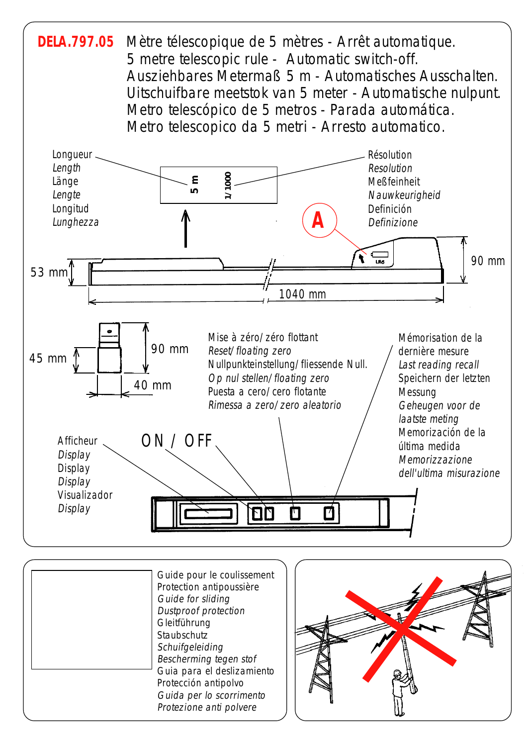**DELA.797.05** Mètre télescopique de 5 mètres - Arrêt automatique.
5 metre telescopic rule - Automatic switch-off.
Ausziehbares Metermaß 5 m - Automatisches Ausschalten.
Uitschuifbare meetstok van 5 meter - Automatische nulpunt.
Metro telescópico de 5 metros - Parada automática.
Metro telescopico da 5 metri - Arresto automatico.

Longueur
*Length*
Länge
*Lengte*
Longitud
*Lunghezza*

5 m

1/1000

Résolution
*Resolution*
Meßfeinheit
*Nauwkeurigheid*
Definición
*Definizione*

A

LR6

53 mm

90 mm

1040 mm

45 mm

90 mm

40 mm

Mise à zéro/zéro flottant
*Reset/floating zero*
Nullpunkteinstellung/fliessende Null.
*Op nul stellen/floating zero*
Puesta a cero/cero flotante
*Rimessa a zero/zero aleatorio*

Mémorisation de la dernière mesure
*Last reading recall*
Speichern der letzten Messung
*Geheugen voor de laatste meting*
Memorización de la última medida
*Memorizzazione dell'ultima misurazione*

Afficheur
*Display*
Display
*Display*
Visualizador
*Display*

ON / OFF

Guide pour le coulissement
Protection antipoussière
*Guide for sliding*
*Dustproof protection*
Gleitführung
Staubschutz
*Schuifgeleiding*
*Bescherming tegen stof*
Guia para el deslizamiento
Protección antipolvo
*Guida per lo scorrimento*
*Protezione anti polvere*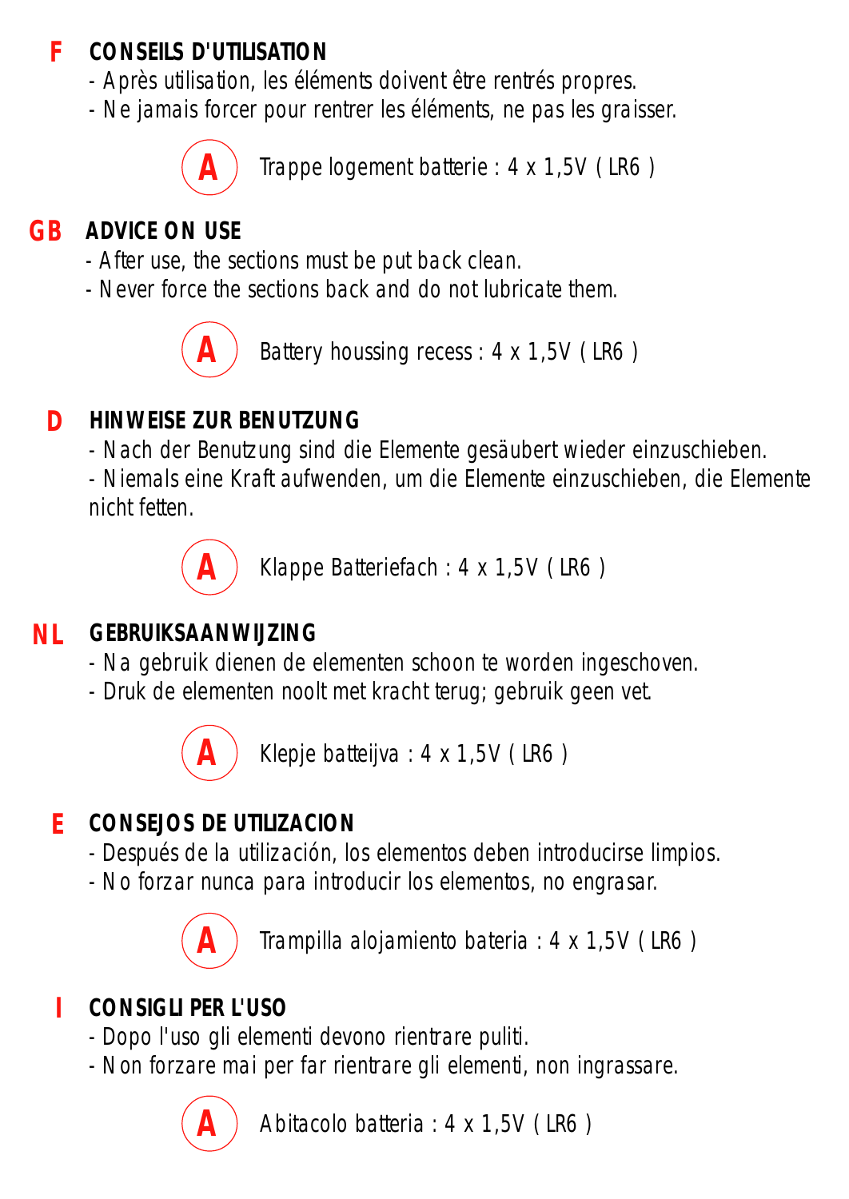## F CONSEILS D'UTILISATION

- Après utilisation, les éléments doivent être rentrés propres.
- Ne jamais forcer pour rentrer les éléments, ne pas les graisser.

**A** Trappe logement batterie : 4 x 1,5V ( LR6 )

## GB ADVICE ON USE

- After use, the sections must be put back clean.
- Never force the sections back and do not lubricate them.

**A** Battery houssing recess : 4 x 1,5V ( LR6 )

## D HINWEISE ZUR BENUTZUNG

- Nach der Benutzung sind die Elemente gesäubert wieder einzuschieben.
- Niemals eine Kraft aufwenden, um die Elemente einzuschieben, die Elemente nicht fetten.

**A** Klappe Batteriefach : 4 x 1,5V ( LR6 )

## NL GEBRUIKSAANWIJZING

- Na gebruik dienen de elementen schoon te worden ingeschoven.
- Druk de elementen noolt met kracht terug; gebruik geen vet.

**A** Klepje batteijva : 4 x 1,5V ( LR6 )

## E CONSEJOS DE UTILIZACION

- Después de la utilización, los elementos deben introducirse limpios.
- No forzar nunca para introducir los elementos, no engrasar.

**A** Trampilla alojamiento bateria : 4 x 1,5V ( LR6 )

## I CONSIGLI PER L'USO

- Dopo l'uso gli elementi devono rientrare puliti.
- Non forzare mai per far rientrare gli elementi, non ingrassare.

**A** Abitacolo batteria : 4 x 1,5V ( LR6 )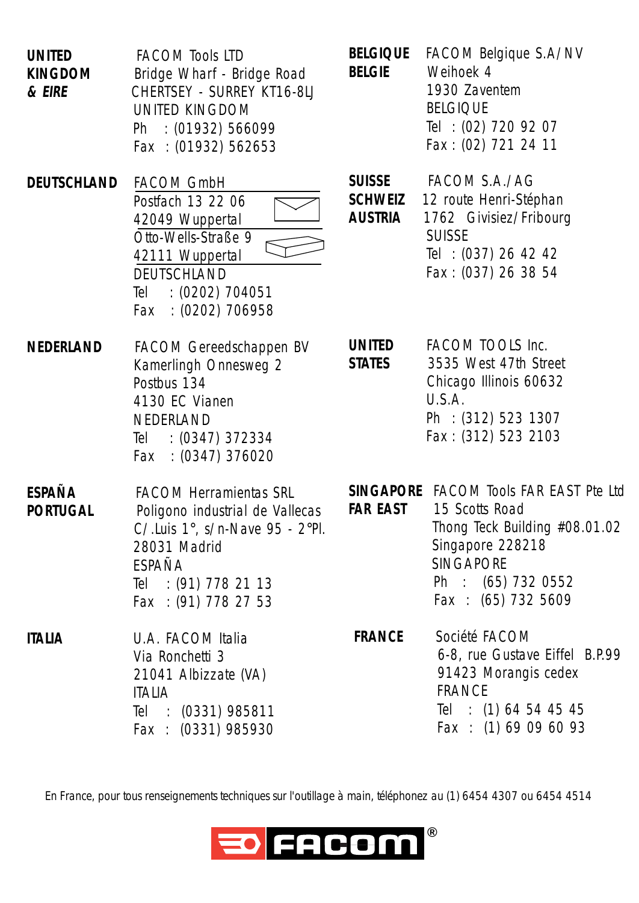**UNITED KINGDOM & *EIRE***

FACOM Tools LTD
Bridge Wharf - Bridge Road
CHERTSEY - SURREY KT16-8LJ
UNITED KINGDOM
Ph : (01932) 566099
Fax : (01932) 562653

**DEUTSCHLAND**

FACOM GmbH
Postfach 13 22 06
42049 Wuppertal
Otto-Wells-Straße 9
42111 Wuppertal
DEUTSCHLAND
Tel : (0202) 704051
Fax : (0202) 706958

**NEDERLAND**

FACOM Gereedschappen BV
Kamerlingh Onnesweg 2
Postbus 134
4130 EC Vianen
NEDERLAND
Tel : (0347) 372334
Fax : (0347) 376020

**ESPAÑA PORTUGAL**

FACOM Herramientas SRL
Poligono industrial de Vallecas
C/.Luis 1°, s/n-Nave 95 - 2°Pl.
28031 Madrid
ESPAÑA
Tel : (91) 778 21 13
Fax : (91) 778 27 53

**ITALIA**

U.A. FACOM Italia
Via Ronchetti 3
21041 Albizzate (VA)
ITALIA
Tel : (0331) 985811
Fax : (0331) 985930

**BELGIQUE BELGIE**

FACOM Belgique S.A/NV
Weihoek 4
1930 Zaventem
BELGIQUE
Tel : (02) 720 92 07
Fax : (02) 721 24 11

**SUISSE SCHWEIZ AUSTRIA**

FACOM S.A./AG
12 route Henri-Stéphan
1762 Givisiez/Fribourg
SUISSE
Tel : (037) 26 42 42
Fax : (037) 26 38 54

**UNITED STATES**

FACOM TOOLS Inc.
3535 West 47th Street
Chicago Illinois 60632
U.S.A.
Ph : (312) 523 1307
Fax : (312) 523 2103

**SINGAPORE FAR EAST**

FACOM Tools FAR EAST Pte Ltd
15 Scotts Road
Thong Teck Building #08.01.02
Singapore 228218
SINGAPORE
Ph : (65) 732 0552
Fax : (65) 732 5609

**FRANCE**

Société FACOM
6-8, rue Gustave Eiffel B.P.99
91423 Morangis cedex
FRANCE
Tel : (1) 64 54 45 45
Fax : (1) 69 09 60 93

En France, pour tous renseignements techniques sur l'outillage à main, téléphonez au (1) 6454 4307 ou 6454 4514

FACOM®